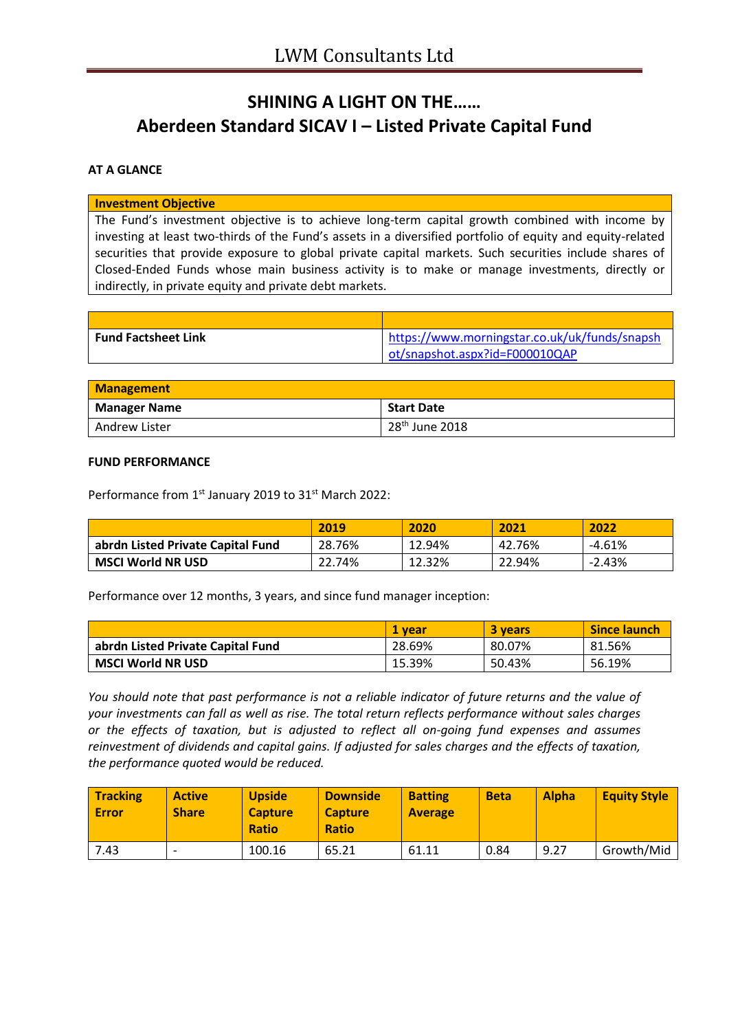# LWM Consultants Ltd

## SHINING A LIGHT ON THE……
## Aberdeen Standard SICAV I – Listed Private Capital Fund

**AT A GLANCE**

| Investment Objective |
|---|
| The Fund's investment objective is to achieve long-term capital growth combined with income by investing at least two-thirds of the Fund's assets in a diversified portfolio of equity and equity-related securities that provide exposure to global private capital markets. Such securities include shares of Closed-Ended Funds whose main business activity is to make or manage investments, directly or indirectly, in private equity and private debt markets. |

| | |
|---|---|
| **Fund Factsheet Link** | https://www.morningstar.co.uk/uk/funds/snapshot/snapshot.aspx?id=F000010QAP |

| **Management** | |
|---|---|
| **Manager Name** | **Start Date** |
| Andrew Lister | 28th June 2018 |

**FUND PERFORMANCE**

Performance from 1st January 2019 to 31st March 2022:

| | 2019 | 2020 | 2021 | 2022 |
|---|---|---|---|---|
| **abrdn Listed Private Capital Fund** | 28.76% | 12.94% | 42.76% | -4.61% |
| **MSCI World NR USD** | 22.74% | 12.32% | 22.94% | -2.43% |

Performance over 12 months, 3 years, and since fund manager inception:

| | 1 year | 3 years | Since launch |
|---|---|---|---|
| **abrdn Listed Private Capital Fund** | 28.69% | 80.07% | 81.56% |
| **MSCI World NR USD** | 15.39% | 50.43% | 56.19% |

*You should note that past performance is not a reliable indicator of future returns and the value of your investments can fall as well as rise. The total return reflects performance without sales charges or the effects of taxation, but is adjusted to reflect all on-going fund expenses and assumes reinvestment of dividends and capital gains. If adjusted for sales charges and the effects of taxation, the performance quoted would be reduced.*

| Tracking Error | Active Share | Upside Capture Ratio | Downside Capture Ratio | Batting Average | Beta | Alpha | Equity Style |
|---|---|---|---|---|---|---|---|
| 7.43 | - | 100.16 | 65.21 | 61.11 | 0.84 | 9.27 | Growth/Mid |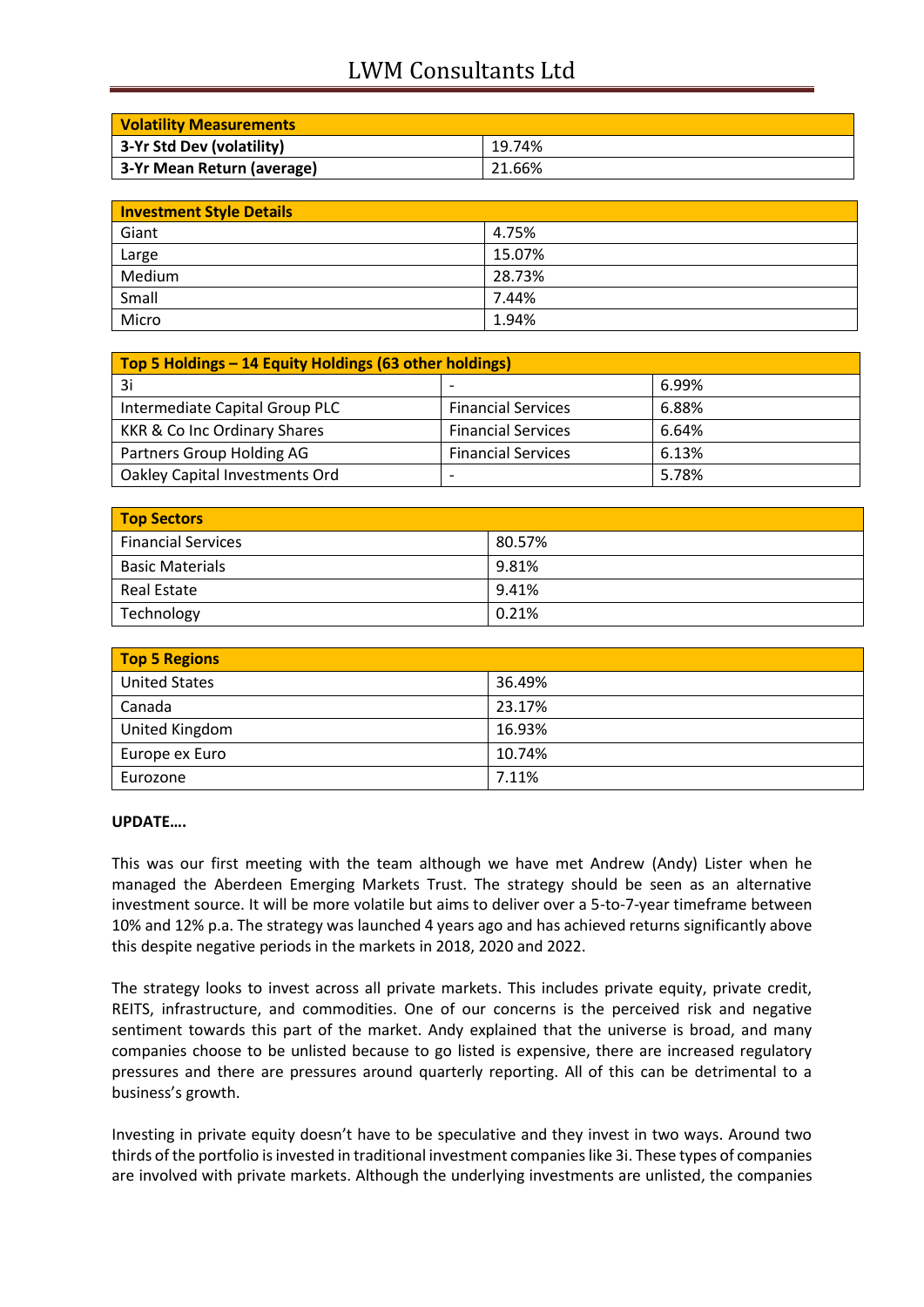| Volatility Measurements | |
|---|---|
| 3-Yr Std Dev (volatility) | 19.74% |
| 3-Yr Mean Return (average) | 21.66% |

| Investment Style Details | |
|---|---|
| Giant | 4.75% |
| Large | 15.07% |
| Medium | 28.73% |
| Small | 7.44% |
| Micro | 1.94% |

| Top 5 Holdings – 14 Equity Holdings (63 other holdings) | | |
|---|---|---|
| 3i | - | 6.99% |
| Intermediate Capital Group PLC | Financial Services | 6.88% |
| KKR & Co Inc Ordinary Shares | Financial Services | 6.64% |
| Partners Group Holding AG | Financial Services | 6.13% |
| Oakley Capital Investments Ord | - | 5.78% |

| Top Sectors | |
|---|---|
| Financial Services | 80.57% |
| Basic Materials | 9.81% |
| Real Estate | 9.41% |
| Technology | 0.21% |

| Top 5 Regions | |
|---|---|
| United States | 36.49% |
| Canada | 23.17% |
| United Kingdom | 16.93% |
| Europe ex Euro | 10.74% |
| Eurozone | 7.11% |

**UPDATE….**

This was our first meeting with the team although we have met Andrew (Andy) Lister when he managed the Aberdeen Emerging Markets Trust. The strategy should be seen as an alternative investment source. It will be more volatile but aims to deliver over a 5-to-7-year timeframe between 10% and 12% p.a. The strategy was launched 4 years ago and has achieved returns significantly above this despite negative periods in the markets in 2018, 2020 and 2022.

The strategy looks to invest across all private markets. This includes private equity, private credit, REITS, infrastructure, and commodities. One of our concerns is the perceived risk and negative sentiment towards this part of the market. Andy explained that the universe is broad, and many companies choose to be unlisted because to go listed is expensive, there are increased regulatory pressures and there are pressures around quarterly reporting. All of this can be detrimental to a business's growth.

Investing in private equity doesn't have to be speculative and they invest in two ways. Around two thirds of the portfolio is invested in traditional investment companies like 3i. These types of companies are involved with private markets. Although the underlying investments are unlisted, the companies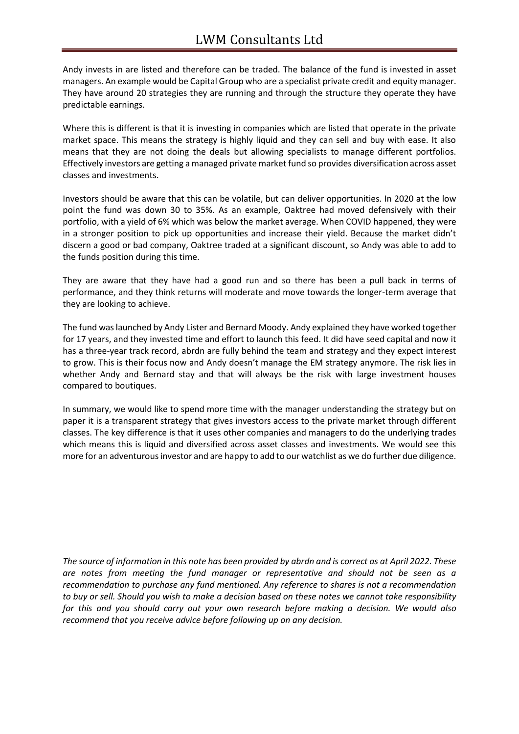Andy invests in are listed and therefore can be traded. The balance of the fund is invested in asset managers. An example would be Capital Group who are a specialist private credit and equity manager. They have around 20 strategies they are running and through the structure they operate they have predictable earnings.

Where this is different is that it is investing in companies which are listed that operate in the private market space. This means the strategy is highly liquid and they can sell and buy with ease. It also means that they are not doing the deals but allowing specialists to manage different portfolios. Effectively investors are getting a managed private market fund so provides diversification across asset classes and investments.

Investors should be aware that this can be volatile, but can deliver opportunities. In 2020 at the low point the fund was down 30 to 35%. As an example, Oaktree had moved defensively with their portfolio, with a yield of 6% which was below the market average. When COVID happened, they were in a stronger position to pick up opportunities and increase their yield. Because the market didn't discern a good or bad company, Oaktree traded at a significant discount, so Andy was able to add to the funds position during this time.

They are aware that they have had a good run and so there has been a pull back in terms of performance, and they think returns will moderate and move towards the longer-term average that they are looking to achieve.

The fund was launched by Andy Lister and Bernard Moody. Andy explained they have worked together for 17 years, and they invested time and effort to launch this feed. It did have seed capital and now it has a three-year track record, abrdn are fully behind the team and strategy and they expect interest to grow. This is their focus now and Andy doesn't manage the EM strategy anymore. The risk lies in whether Andy and Bernard stay and that will always be the risk with large investment houses compared to boutiques.

In summary, we would like to spend more time with the manager understanding the strategy but on paper it is a transparent strategy that gives investors access to the private market through different classes. The key difference is that it uses other companies and managers to do the underlying trades which means this is liquid and diversified across asset classes and investments. We would see this more for an adventurous investor and are happy to add to our watchlist as we do further due diligence.

*The source of information in this note has been provided by abrdn and is correct as at April 2022. These are notes from meeting the fund manager or representative and should not be seen as a recommendation to purchase any fund mentioned. Any reference to shares is not a recommendation to buy or sell. Should you wish to make a decision based on these notes we cannot take responsibility for this and you should carry out your own research before making a decision. We would also recommend that you receive advice before following up on any decision.*